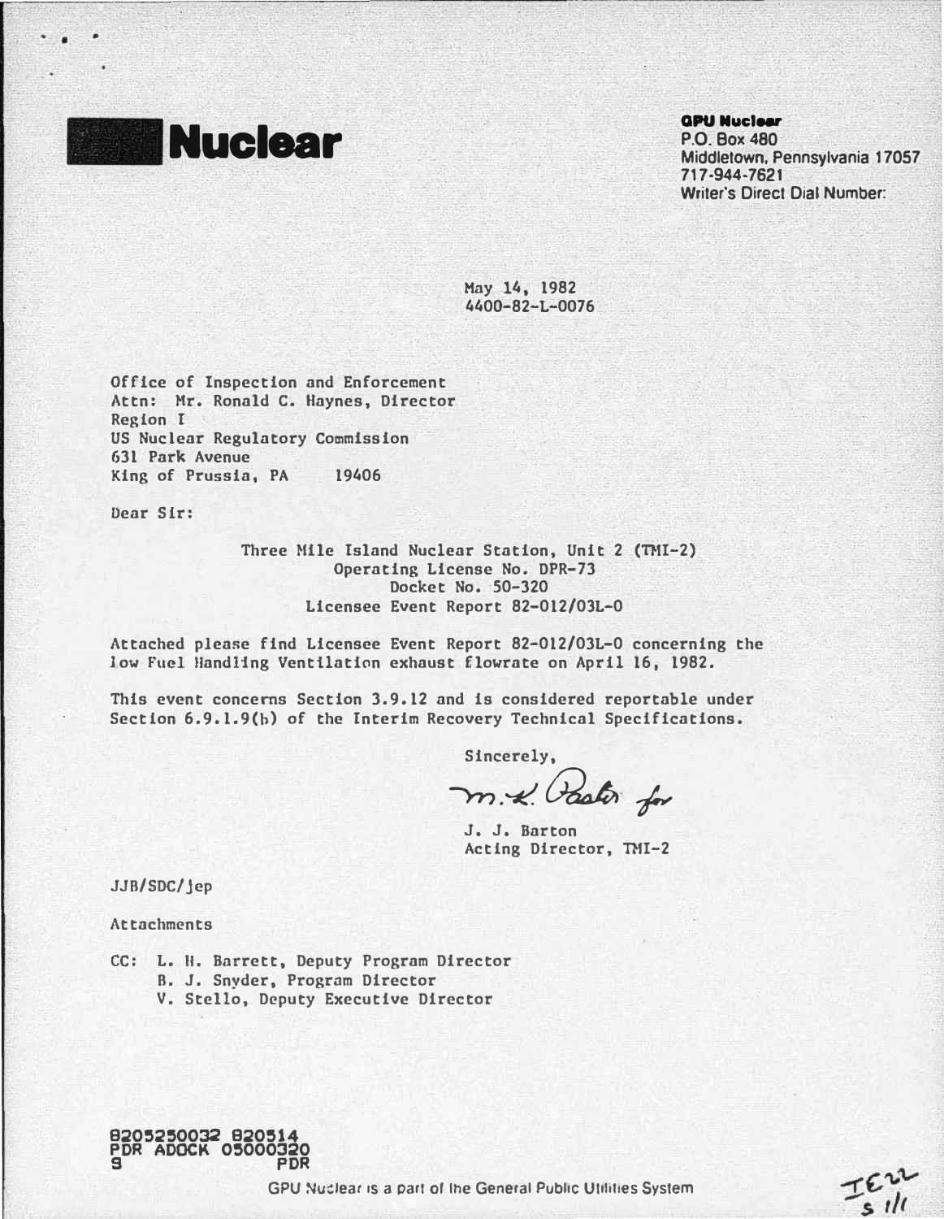**Nuclear**

**GPU Nuclear**
P.O. Box 480
Middletown, Pennsylvania 17057
717-944-7621
Writer's Direct Dial Number:

May 14, 1982
4400-82-L-0076

Office of Inspection and Enforcement
Attn: Mr. Ronald C. Haynes, Director
Region I
US Nuclear Regulatory Commission
631 Park Avenue
King of Prussia, PA 19406

Dear Sir:

Three Mile Island Nuclear Station, Unit 2 (TMI-2)
Operating License No. DPR-73
Docket No. 50-320
Licensee Event Report 82-012/03L-0

Attached please find Licensee Event Report 82-012/03L-0 concerning the low Fuel Handling Ventilation exhaust flowrate on April 16, 1982.

This event concerns Section 3.9.12 and is considered reportable under Section 6.9.1.9(b) of the Interim Recovery Technical Specifications.

Sincerely,

M. K. Paster for

J. J. Barton
Acting Director, TMI-2

JJB/SDC/jep

Attachments

CC: L. H. Barrett, Deputy Program Director
B. J. Snyder, Program Director
V. Stello, Deputy Executive Director

8205250032 820514
PDR ADOCK 05000320
S PDR

GPU Nuclear is a part of the General Public Utilities System

IE22
s 1/1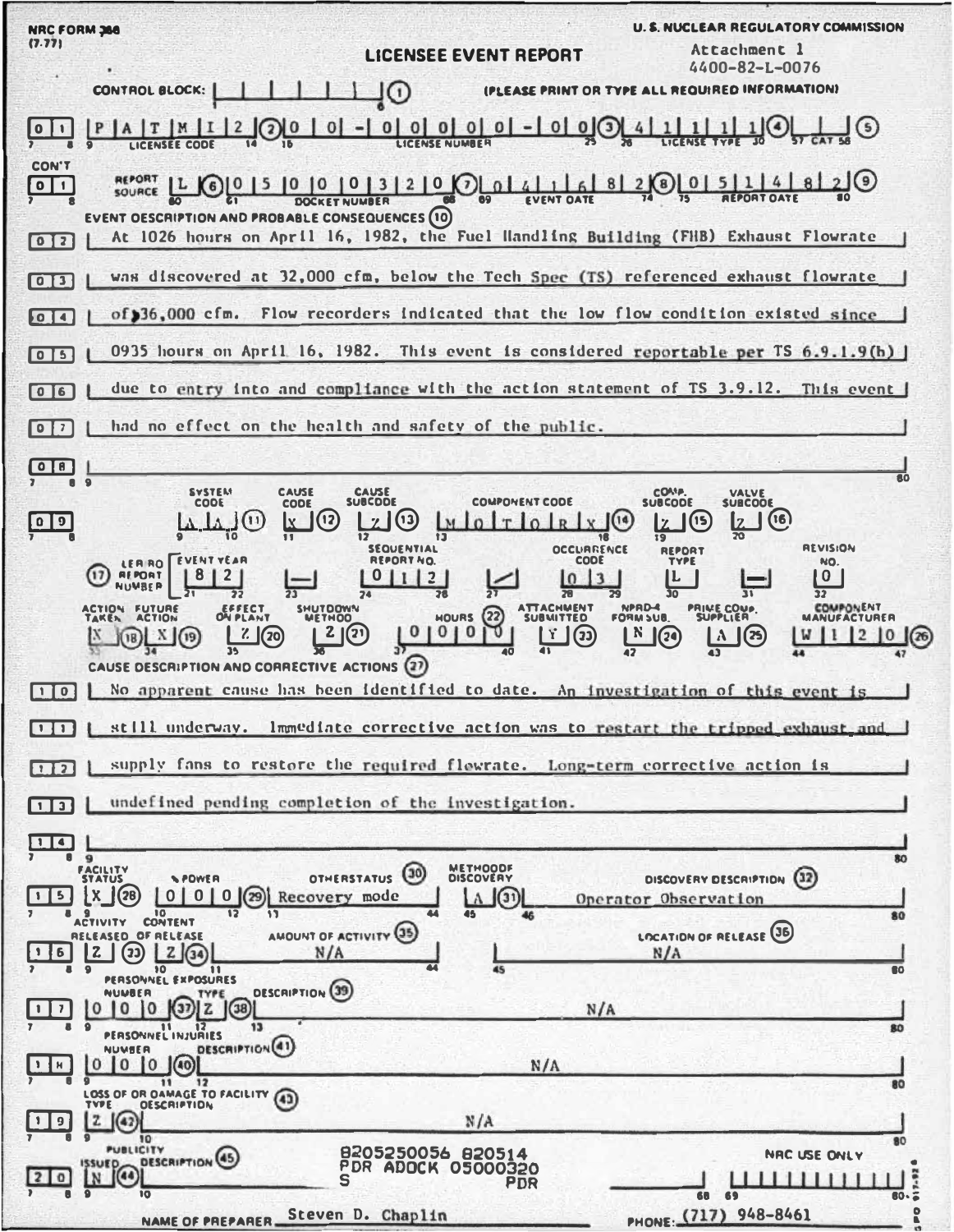NRC FORM 366
(7-77)

U. S. NUCLEAR REGULATORY COMMISSION

# LICENSEE EVENT REPORT

Attachment 1
4400-82-L-0076

CONTROL BLOCK: (1) (PLEASE PRINT OR TYPE ALL REQUIRED INFORMATION)

| Line | Field | Value |
|---|---|---|
| 01 | Licensee Code (2) | P A T M I 2 |
| 01 | License Number (3) | 0 0 - 0 0 0 0 0 - 0 0 |
| 01 | License Type (4) | 4 1 1 1 1 |
| 01 | CAT (5) | |
| CON'T 01 | Report Source (6) | L |
| CON'T 01 | Docket Number (7) | 0 5 0 0 0 3 2 0 |
| CON'T 01 | Event Date (8) | 0 4 1 6 8 2 |
| CON'T 01 | Report Date (9) | 0 5 1 4 8 2 |

**EVENT DESCRIPTION AND PROBABLE CONSEQUENCES (10)**

At 1026 hours on April 16, 1982, the Fuel Handling Building (FHB) Exhaust Flowrate was discovered at 32,000 cfm, below the Tech Spec (TS) referenced exhaust flowrate of ≥36,000 cfm. Flow recorders indicated that the low flow condition existed since 0935 hours on April 16, 1982. This event is considered reportable per TS 6.9.1.9(b) due to entry into and compliance with the action statement of TS 3.9.12. This event had no effect on the health and safety of the public.

| System Code (11) | Cause Code (12) | Cause Subcode (13) | Component Code (14) | Comp. Subcode (15) | Valve Subcode (16) |
|---|---|---|---|---|---|
| A A | X | Z | M O T O R X | Z | Z |

| LER/RO Report Number (17) | Event Year | | Sequential Report No. | | Occurrence Code | Report Type | | Revision No. |
|---|---|---|---|---|---|---|---|---|
| | 8 2 | – | 0 1 2 | / | 0 3 | L | – | 0 |

| Action Taken (18) | Future Action (19) | Effect on Plant (20) | Shutdown Method (21) | Hours (22) | Attachment Submitted (23) | NPRD-4 Form Sub. (24) | Prime Comp. Supplier (25) | Component Manufacturer (26) |
|---|---|---|---|---|---|---|---|---|
| X | X | Z | Z | 0 0 0 0 | Y | N | A | W 1 2 0 |

**CAUSE DESCRIPTION AND CORRECTIVE ACTIONS (27)**

No apparent cause has been identified to date. An investigation of this event is still underway. Immediate corrective action was to restart the tripped exhaust and supply fans to restore the required flowrate. Long-term corrective action is undefined pending completion of the investigation.

| Facility Status (28) | % Power (29) | Other Status (30) | Method of Discovery (31) | Discovery Description (32) |
|---|---|---|---|---|
| X | 0 0 0 | Recovery mode | A | Operator Observation |

| Activity Released (33) | Content of Release (34) | Amount of Activity (35) | Location of Release (36) |
|---|---|---|---|
| Z | Z | N/A | N/A |

| Personnel Exposures Number (37) | Type (38) | Description (39) |
|---|---|---|
| 0 0 0 | Z | N/A |

| Personnel Injuries Number (40) | Description (41) |
|---|---|
| 0 0 0 | N/A |

| Loss of or Damage to Facility Type (42) | Description (43) |
|---|---|
| Z | N/A |

| Publicity Issued (44) | Description (45) |
|---|---|
| N | |

8205250056 820514
PDR ADOCK 05000320
S PDR

NRC USE ONLY

NAME OF PREPARER: Steven D. Chaplin

PHONE: (717) 948-8461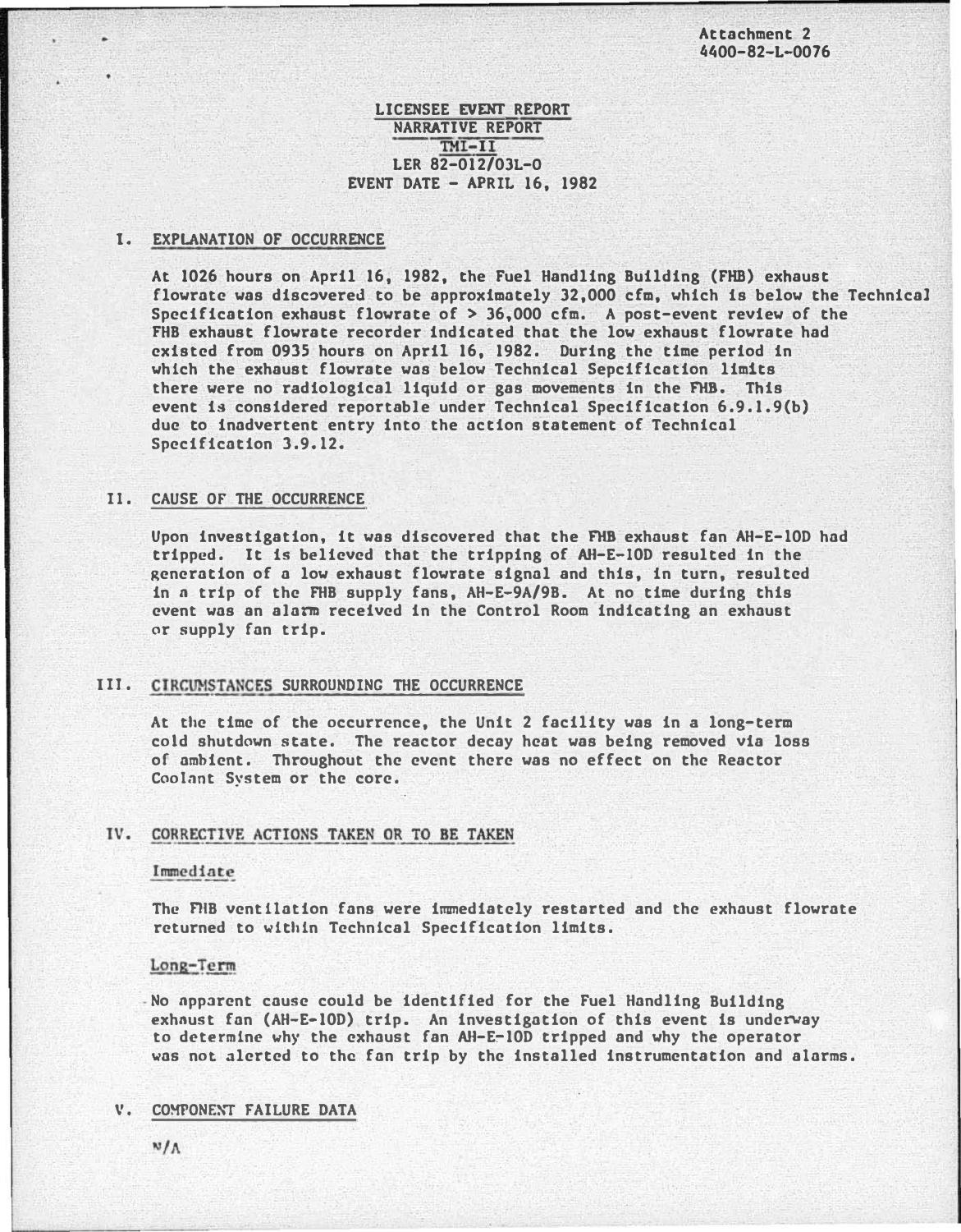Attachment 2
4400-82-L-0076

# LICENSEE EVENT REPORT
## NARRATIVE REPORT
## TMI-II
## LER 82-012/03L-0
## EVENT DATE - APRIL 16, 1982

## I. EXPLANATION OF OCCURRENCE

At 1026 hours on April 16, 1982, the Fuel Handling Building (FHB) exhaust flowrate was discovered to be approximately 32,000 cfm, which is below the Technical Specification exhaust flowrate of > 36,000 cfm. A post-event review of the FHB exhaust flowrate recorder indicated that the low exhaust flowrate had existed from 0935 hours on April 16, 1982. During the time period in which the exhaust flowrate was below Technical Sepcification limits there were no radiological liquid or gas movements in the FHB. This event is considered reportable under Technical Specification 6.9.1.9(b) due to inadvertent entry into the action statement of Technical Specification 3.9.12.

## II. CAUSE OF THE OCCURRENCE

Upon investigation, it was discovered that the FHB exhaust fan AH-E-10D had tripped. It is believed that the tripping of AH-E-10D resulted in the generation of a low exhaust flowrate signal and this, in turn, resulted in a trip of the FHB supply fans, AH-E-9A/9B. At no time during this event was an alarm received in the Control Room indicating an exhaust or supply fan trip.

## III. CIRCUMSTANCES SURROUNDING THE OCCURRENCE

At the time of the occurrence, the Unit 2 facility was in a long-term cold shutdown state. The reactor decay heat was being removed via loss of ambient. Throughout the event there was no effect on the Reactor Coolant System or the core.

## IV. CORRECTIVE ACTIONS TAKEN OR TO BE TAKEN

### Immediate

The FHB ventilation fans were immediately restarted and the exhaust flowrate returned to within Technical Specification limits.

### Long-Term

No apparent cause could be identified for the Fuel Handling Building exhaust fan (AH-E-10D) trip. An investigation of this event is underway to determine why the exhaust fan AH-E-10D tripped and why the operator was not alerted to the fan trip by the installed instrumentation and alarms.

## V. COMPONENT FAILURE DATA

N/A